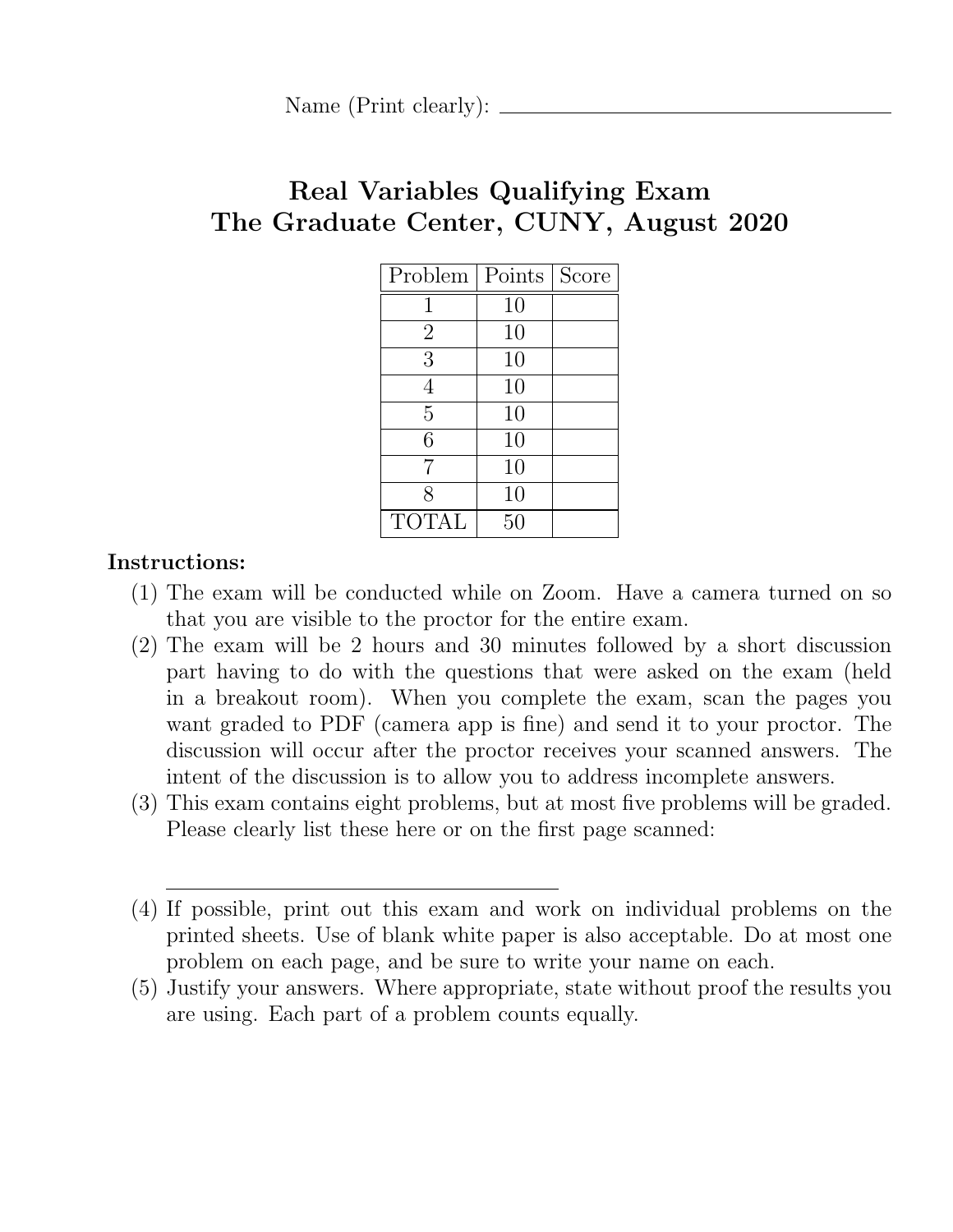Name (Print clearly): ______________________________

# Real Variables Qualifying Exam
# The Graduate Center, CUNY, August 2020

| Problem | Points | Score |
| --- | --- | --- |
| 1 | 10 | |
| 2 | 10 | |
| 3 | 10 | |
| 4 | 10 | |
| 5 | 10 | |
| 6 | 10 | |
| 7 | 10 | |
| 8 | 10 | |
| TOTAL | 50 | |

**Instructions:**

(1) The exam will be conducted while on Zoom. Have a camera turned on so that you are visible to the proctor for the entire exam.

(2) The exam will be 2 hours and 30 minutes followed by a short discussion part having to do with the questions that were asked on the exam (held in a breakout room). When you complete the exam, scan the pages you want graded to PDF (camera app is fine) and send it to your proctor. The discussion will occur after the proctor receives your scanned answers. The intent of the discussion is to allow you to address incomplete answers.

(3) This exam contains eight problems, but at most five problems will be graded. Please clearly list these here or on the first page scanned:

______________________________

(4) If possible, print out this exam and work on individual problems on the printed sheets. Use of blank white paper is also acceptable. Do at most one problem on each page, and be sure to write your name on each.

(5) Justify your answers. Where appropriate, state without proof the results you are using. Each part of a problem counts equally.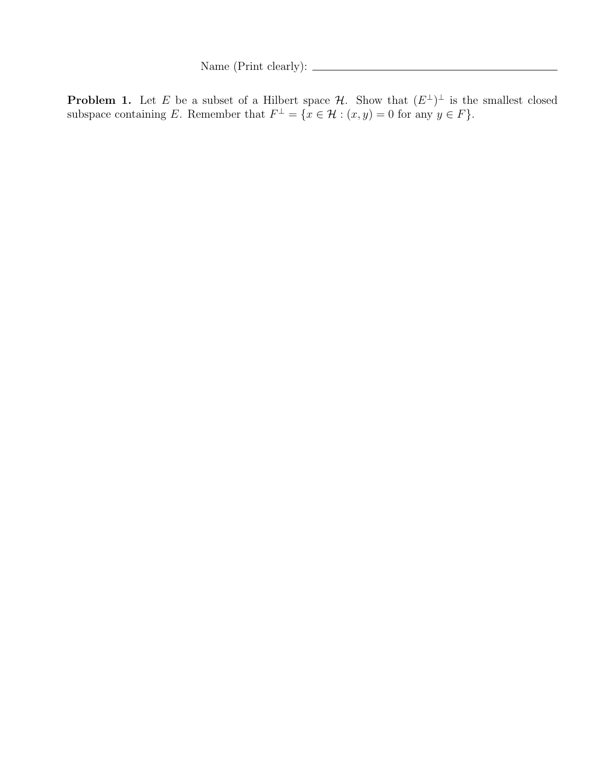Name (Print clearly): ______________________________

**Problem 1.** Let $E$ be a subset of a Hilbert space $\mathcal{H}$. Show that $(E^{\perp})^{\perp}$ is the smallest closed subspace containing $E$. Remember that $F^{\perp} = \{x \in \mathcal{H} : (x, y) = 0 \text{ for any } y \in F\}$.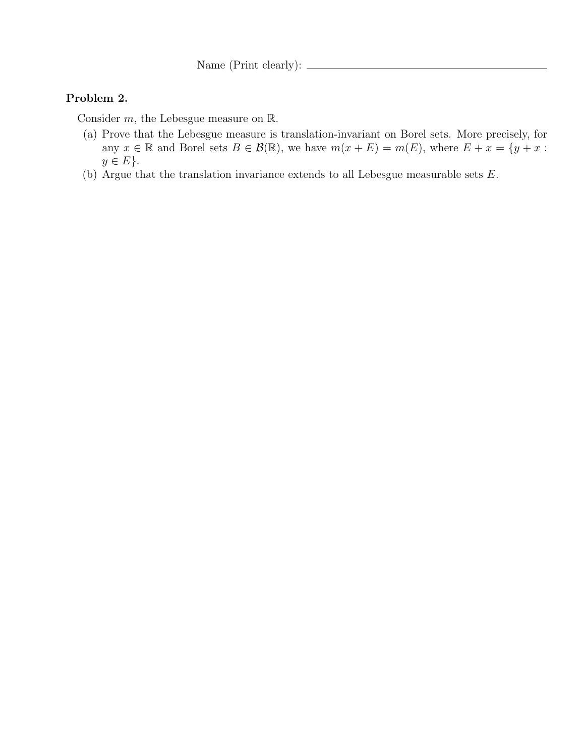Name (Print clearly): ____________________

**Problem 2.**

Consider $m$, the Lebesgue measure on $\mathbb{R}$.

(a) Prove that the Lebesgue measure is translation-invariant on Borel sets. More precisely, for any $x \in \mathbb{R}$ and Borel sets $B \in \mathcal{B}(\mathbb{R})$, we have $m(x+E) = m(E)$, where $E + x = \{y + x : y \in E\}$.

(b) Argue that the translation invariance extends to all Lebesgue measurable sets $E$.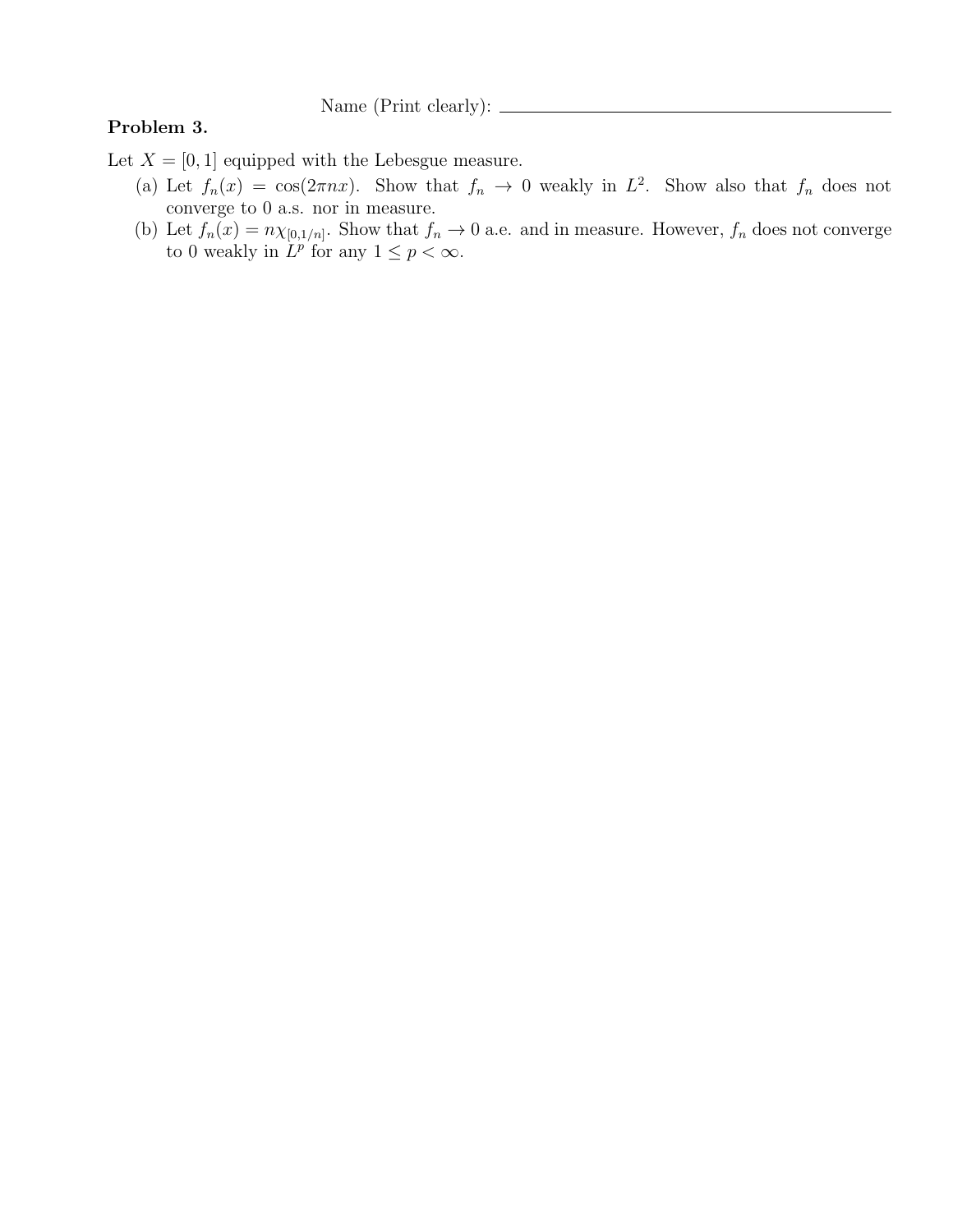Name (Print clearly): ______________________________

**Problem 3.**

Let $X = [0, 1]$ equipped with the Lebesgue measure.

(a) Let $f_n(x) = \cos(2\pi nx)$. Show that $f_n \to 0$ weakly in $L^2$. Show also that $f_n$ does not converge to 0 a.s. nor in measure.

(b) Let $f_n(x) = n\chi_{[0,1/n]}$. Show that $f_n \to 0$ a.e. and in measure. However, $f_n$ does not converge to 0 weakly in $L^p$ for any $1 \leq p < \infty$.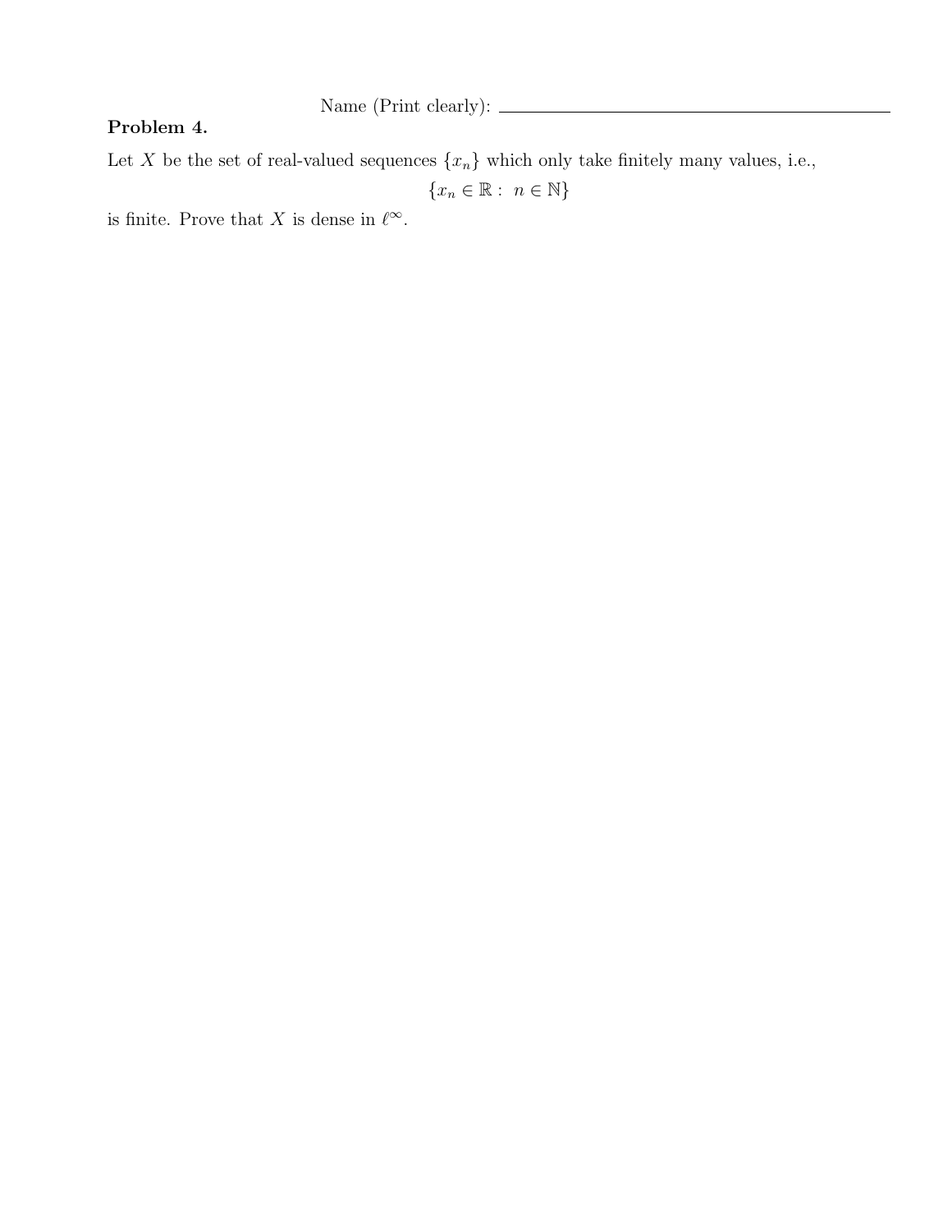Name (Print clearly): ____________________

**Problem 4.**

Let $X$ be the set of real-valued sequences $\{x_n\}$ which only take finitely many values, i.e.,

$$\{x_n \in \mathbb{R} : \ n \in \mathbb{N}\}$$

is finite. Prove that $X$ is dense in $\ell^\infty$.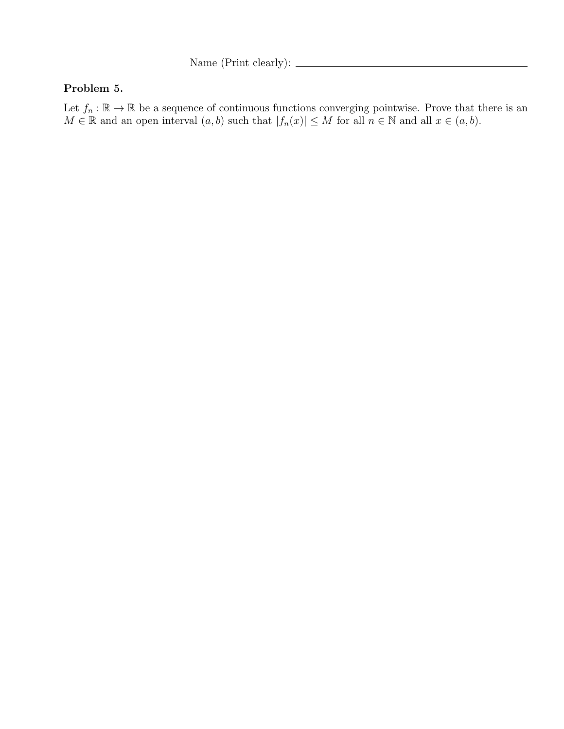Name (Print clearly): ______________________________

**Problem 5.**

Let $f_n : \mathbb{R} \to \mathbb{R}$ be a sequence of continuous functions converging pointwise. Prove that there is an $M \in \mathbb{R}$ and an open interval $(a, b)$ such that $|f_n(x)| \leq M$ for all $n \in \mathbb{N}$ and all $x \in (a, b)$.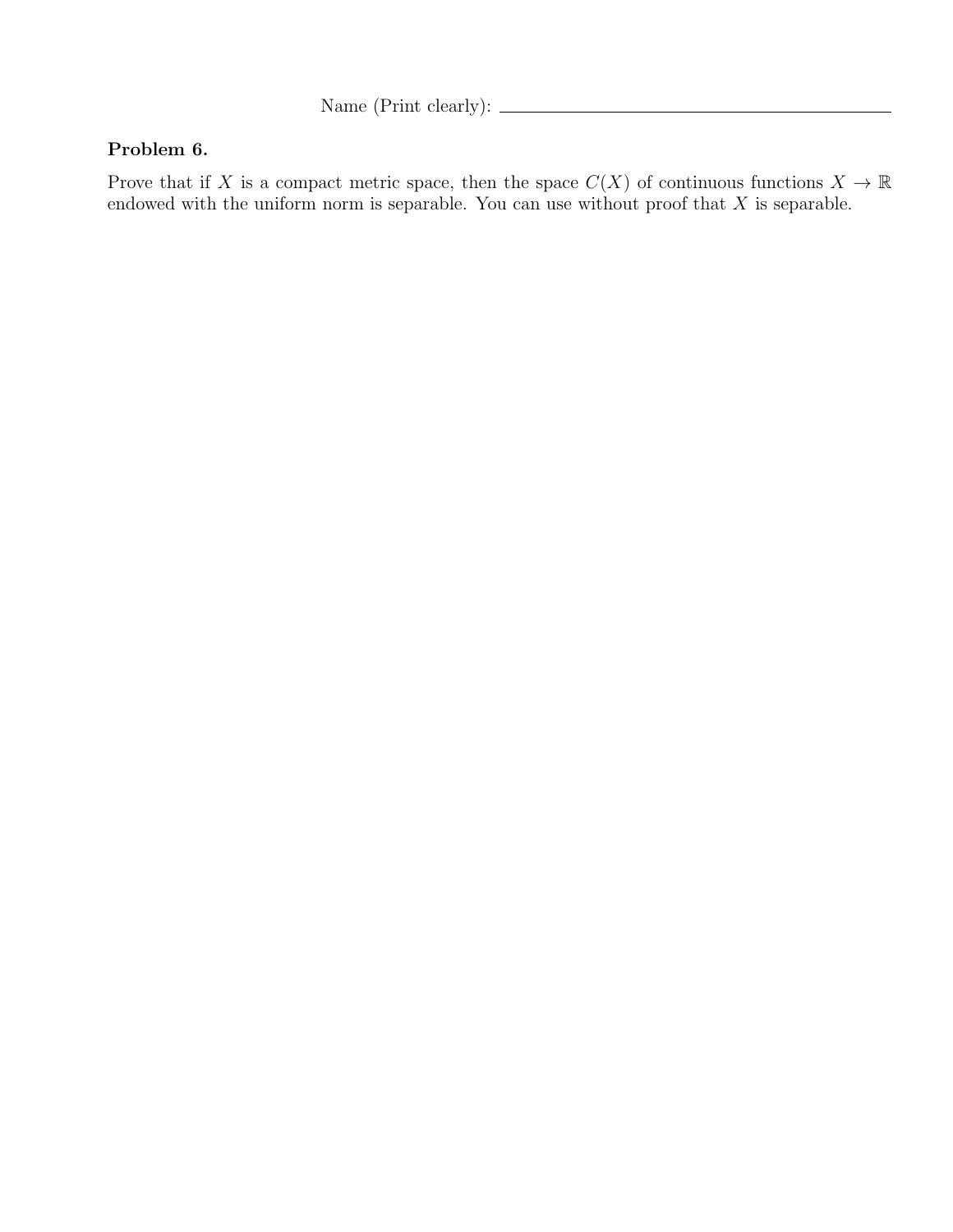Name (Print clearly): ______________________________

### Problem 6.

Prove that if $X$ is a compact metric space, then the space $C(X)$ of continuous functions $X \to \mathbb{R}$ endowed with the uniform norm is separable. You can use without proof that $X$ is separable.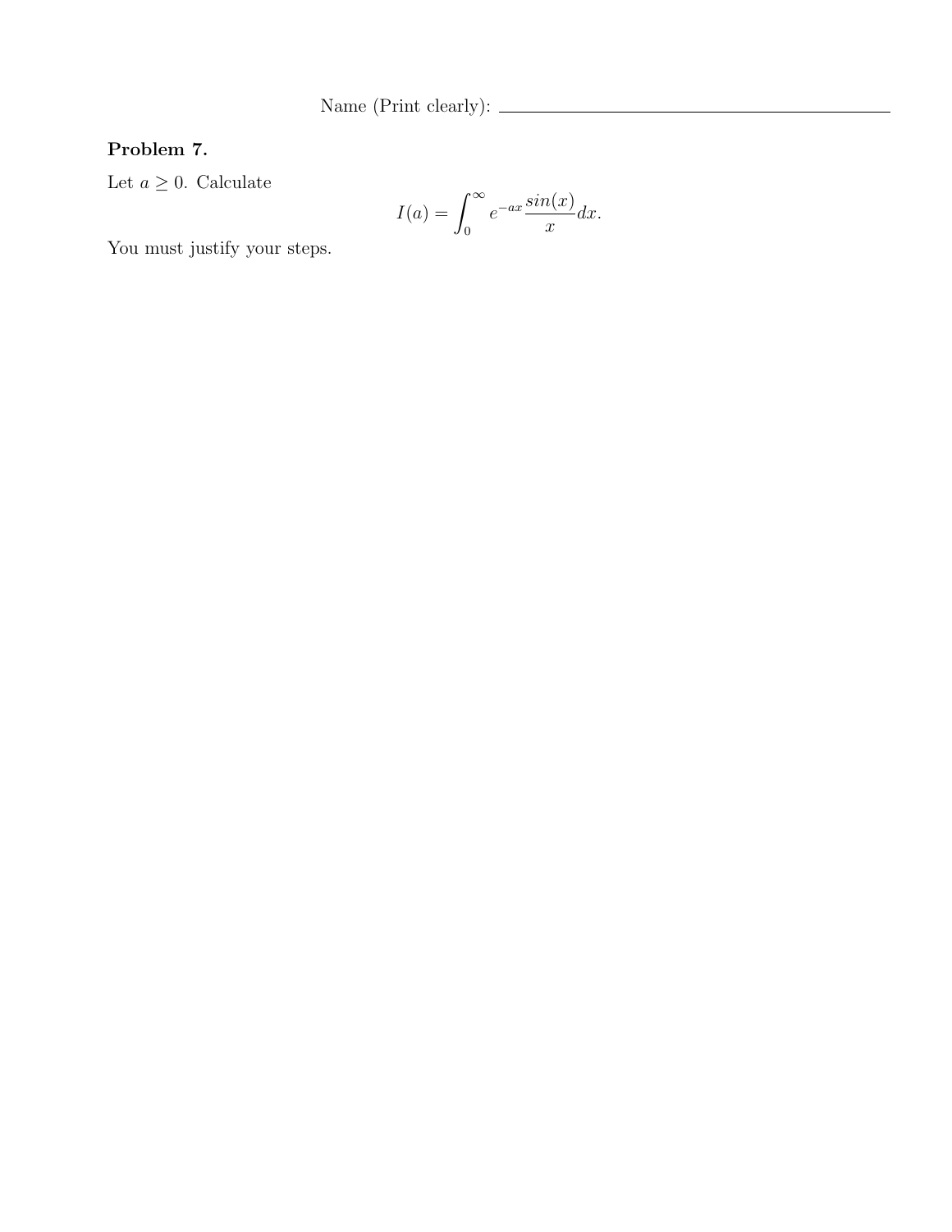Name (Print clearly): ____________________

**Problem 7.**

Let $a \geq 0$. Calculate

$$I(a) = \int_0^\infty e^{-ax} \frac{sin(x)}{x} dx.$$

You must justify your steps.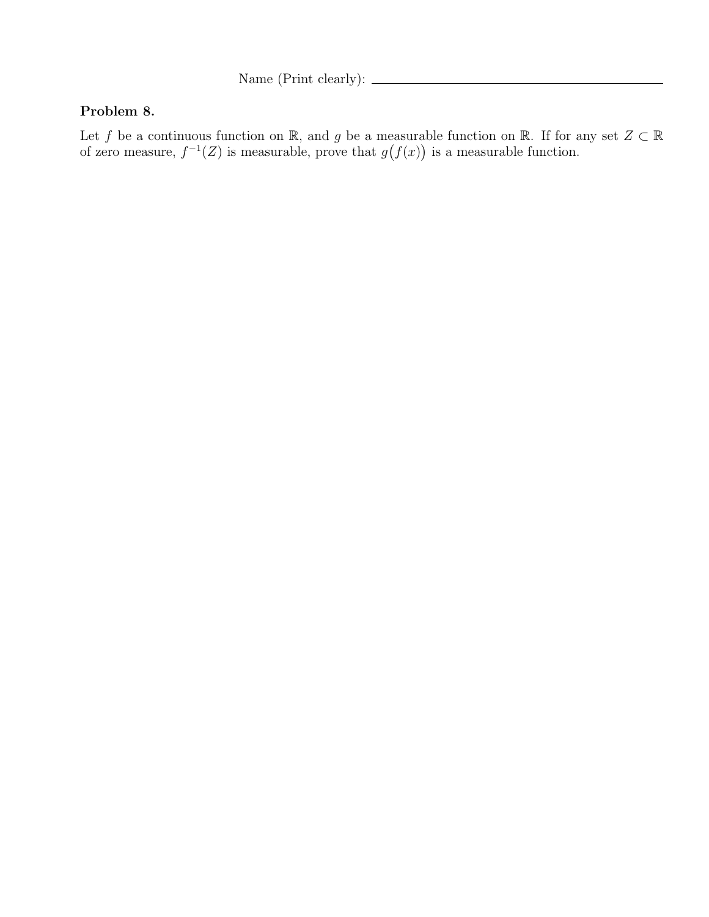Name (Print clearly): ______________________

**Problem 8.**

Let $f$ be a continuous function on $\mathbb{R}$, and $g$ be a measurable function on $\mathbb{R}$. If for any set $Z \subset \mathbb{R}$ of zero measure, $f^{-1}(Z)$ is measurable, prove that $g\big(f(x)\big)$ is a measurable function.